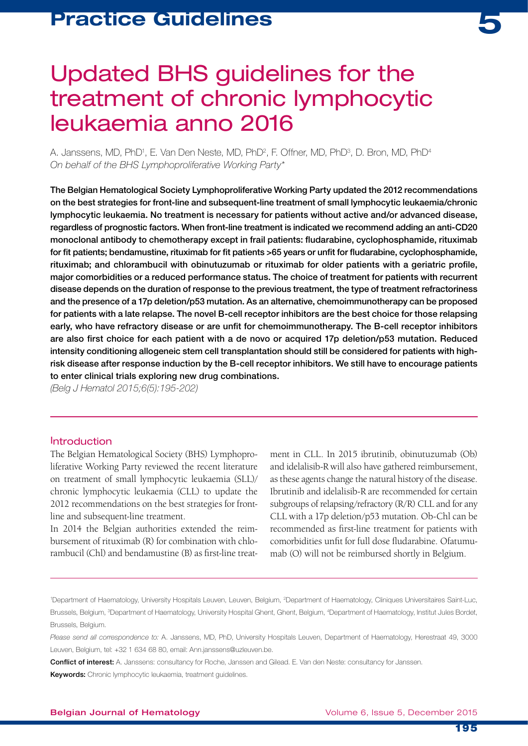# Updated BHS guidelines for the treatment of chronic lymphocytic leukaemia anno 2016

A. Janssens, MD, PhD[1], E. Van Den Neste, MD, PhD[2], F. Offner, MD, PhD[3], D. Bron, MD, PhD[4]
*On behalf of the BHS Lymphoproliferative Working Party\**

**The Belgian Hematological Society Lymphoproliferative Working Party updated the 2012 recommendations on the best strategies for front-line and subsequent-line treatment of small lymphocytic leukaemia/chronic lymphocytic leukaemia. No treatment is necessary for patients without active and/or advanced disease, regardless of prognostic factors. When front-line treatment is indicated we recommend adding an anti-CD20 monoclonal antibody to chemotherapy except in frail patients: fludarabine, cyclophosphamide, rituximab for fit patients; bendamustine, rituximab for fit patients >65 years or unfit for fludarabine, cyclophosphamide, rituximab; and chlorambucil with obinutuzumab or rituximab for older patients with a geriatric profile, major comorbidities or a reduced performance status. The choice of treatment for patients with recurrent disease depends on the duration of response to the previous treatment, the type of treatment refractoriness and the presence of a 17p deletion/p53 mutation. As an alternative, chemoimmunotherapy can be proposed for patients with a late relapse. The novel B-cell receptor inhibitors are the best choice for those relapsing early, who have refractory disease or are unfit for chemoimmunotherapy. The B-cell receptor inhibitors are also first choice for each patient with a de novo or acquired 17p deletion/p53 mutation. Reduced intensity conditioning allogeneic stem cell transplantation should still be considered for patients with high-risk disease after response induction by the B-cell receptor inhibitors. We still have to encourage patients to enter clinical trials exploring new drug combinations.**

*(Belg J Hematol 2015;6(5):195-202)*

## Introduction

The Belgian Hematological Society (BHS) Lymphoproliferative Working Party reviewed the recent literature on treatment of small lymphocytic leukaemia (SLL)/chronic lymphocytic leukaemia (CLL) to update the 2012 recommendations on the best strategies for front-line and subsequent-line treatment.

In 2014 the Belgian authorities extended the reimbursement of rituximab (R) for combination with chlorambucil (Chl) and bendamustine (B) as first-line treatment in CLL. In 2015 ibrutinib, obinutuzumab (Ob) and idelalisib-R will also have gathered reimbursement, as these agents change the natural history of the disease. Ibrutinib and idelalisib-R are recommended for certain subgroups of relapsing/refractory (R/R) CLL and for any CLL with a 17p deletion/p53 mutation. Ob-Chl can be recommended as first-line treatment for patients with comorbidities unfit for full dose fludarabine. Ofatumumab (O) will not be reimbursed shortly in Belgium.

---

[1]Department of Haematology, University Hospitals Leuven, Leuven, Belgium, [2]Department of Haematology, Cliniques Universitaires Saint-Luc, Brussels, Belgium, [3]Department of Haematology, University Hospital Ghent, Ghent, Belgium, [4]Department of Haematology, Institut Jules Bordet, Brussels, Belgium.

*Please send all correspondence to:* A. Janssens, MD, PhD, University Hospitals Leuven, Department of Haematology, Herestraat 49, 3000 Leuven, Belgium, tel: +32 1 634 68 80, email: Ann.janssens@uzleuven.be.

**Conflict of interest:** A. Janssens: consultancy for Roche, Janssen and Gilead. E. Van den Neste: consultancy for Janssen.

**Keywords:** Chronic lymphocytic leukaemia, treatment guidelines.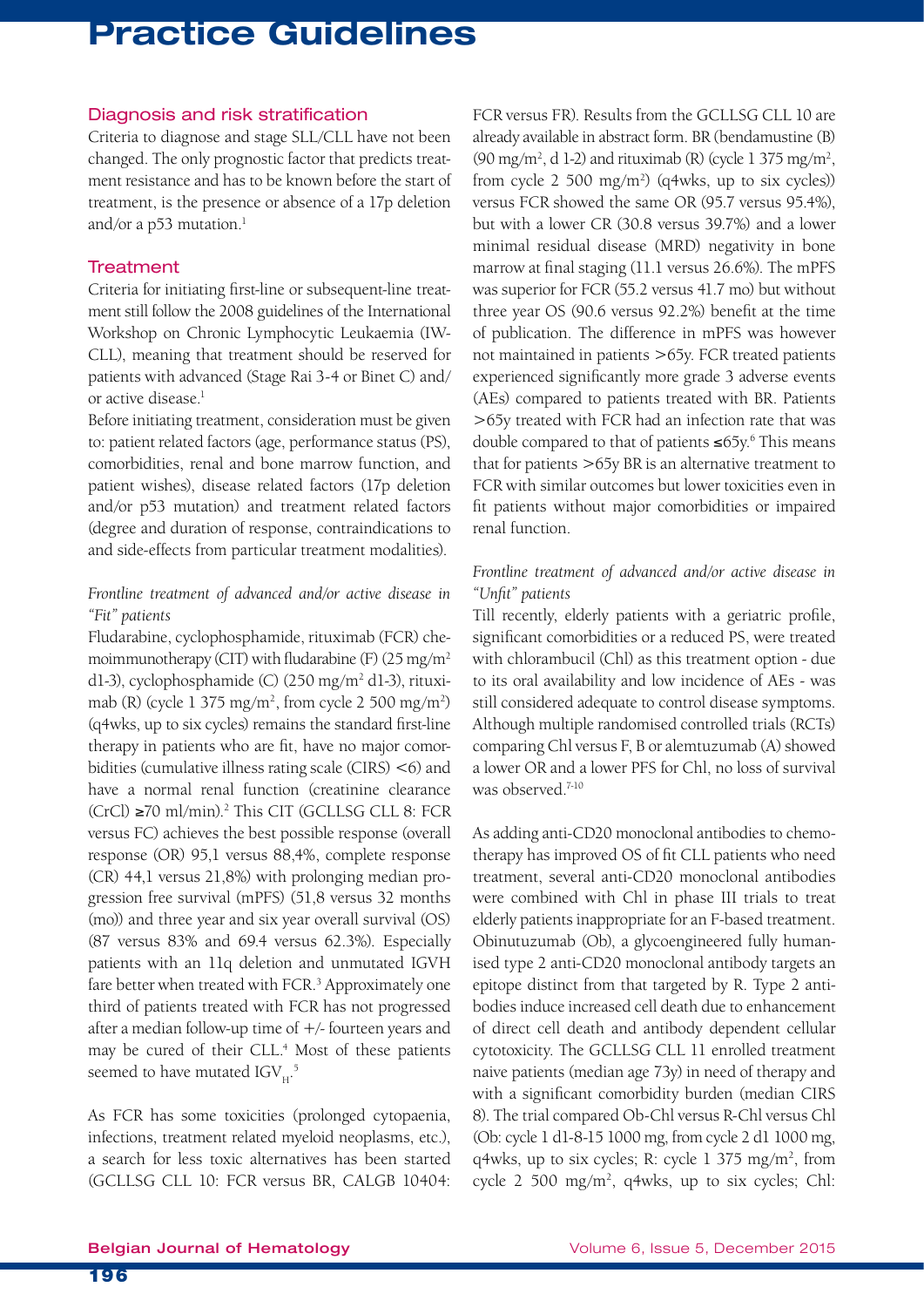## Diagnosis and risk stratification

Criteria to diagnose and stage SLL/CLL have not been changed. The only prognostic factor that predicts treatment resistance and has to be known before the start of treatment, is the presence or absence of a 17p deletion and/or a p53 mutation.[1]

## Treatment

Criteria for initiating first-line or subsequent-line treatment still follow the 2008 guidelines of the International Workshop on Chronic Lymphocytic Leukaemia (IW-CLL), meaning that treatment should be reserved for patients with advanced (Stage Rai 3-4 or Binet C) and/or active disease.[1]

Before initiating treatment, consideration must be given to: patient related factors (age, performance status (PS), comorbidities, renal and bone marrow function, and patient wishes), disease related factors (17p deletion and/or p53 mutation) and treatment related factors (degree and duration of response, contraindications to and side-effects from particular treatment modalities).

### *Frontline treatment of advanced and/or active disease in "Fit" patients*

Fludarabine, cyclophosphamide, rituximab (FCR) chemoimmunotherapy (CIT) with fludarabine (F) (25 mg/m$^2$ d1-3), cyclophosphamide (C) (250 mg/m$^2$ d1-3), rituximab (R) (cycle 1 375 mg/m$^2$, from cycle 2 500 mg/m$^2$) (q4wks, up to six cycles) remains the standard first-line therapy in patients who are fit, have no major comorbidities (cumulative illness rating scale (CIRS) <6) and have a normal renal function (creatinine clearance (CrCl) ≥70 ml/min).[2] This CIT (GCLLSG CLL 8: FCR versus FC) achieves the best possible response (overall response (OR) 95,1 versus 88,4%, complete response (CR) 44,1 versus 21,8%) with prolonging median progression free survival (mPFS) (51,8 versus 32 months (mo)) and three year and six year overall survival (OS) (87 versus 83% and 69.4 versus 62.3%). Especially patients with an 11q deletion and unmutated IGVH fare better when treated with FCR.[3] Approximately one third of patients treated with FCR has not progressed after a median follow-up time of +/- fourteen years and may be cured of their CLL.[4] Most of these patients seemed to have mutated IGV$_H$.[5]

As FCR has some toxicities (prolonged cytopaenia, infections, treatment related myeloid neoplasms, etc.), a search for less toxic alternatives has been started (GCLLSG CLL 10: FCR versus BR, CALGB 10404: FCR versus FR). Results from the GCLLSG CLL 10 are already available in abstract form. BR (bendamustine (B) (90 mg/m$^2$, d 1-2) and rituximab (R) (cycle 1 375 mg/m$^2$, from cycle 2 500 mg/m$^2$) (q4wks, up to six cycles)) versus FCR showed the same OR (95.7 versus 95.4%), but with a lower CR (30.8 versus 39.7%) and a lower minimal residual disease (MRD) negativity in bone marrow at final staging (11.1 versus 26.6%). The mPFS was superior for FCR (55.2 versus 41.7 mo) but without three year OS (90.6 versus 92.2%) benefit at the time of publication. The difference in mPFS was however not maintained in patients >65y. FCR treated patients experienced significantly more grade 3 adverse events (AEs) compared to patients treated with BR. Patients >65y treated with FCR had an infection rate that was double compared to that of patients ≤65y.[6] This means that for patients >65y BR is an alternative treatment to FCR with similar outcomes but lower toxicities even in fit patients without major comorbidities or impaired renal function.

### *Frontline treatment of advanced and/or active disease in "Unfit" patients*

Till recently, elderly patients with a geriatric profile, significant comorbidities or a reduced PS, were treated with chlorambucil (Chl) as this treatment option - due to its oral availability and low incidence of AEs - was still considered adequate to control disease symptoms. Although multiple randomised controlled trials (RCTs) comparing Chl versus F, B or alemtuzumab (A) showed a lower OR and a lower PFS for Chl, no loss of survival was observed.[7-10]

As adding anti-CD20 monoclonal antibodies to chemotherapy has improved OS of fit CLL patients who need treatment, several anti-CD20 monoclonal antibodies were combined with Chl in phase III trials to treat elderly patients inappropriate for an F-based treatment. Obinutuzumab (Ob), a glycoengineered fully humanised type 2 anti-CD20 monoclonal antibody targets an epitope distinct from that targeted by R. Type 2 antibodies induce increased cell death due to enhancement of direct cell death and antibody dependent cellular cytotoxicity. The GCLLSG CLL 11 enrolled treatment naive patients (median age 73y) in need of therapy and with a significant comorbidity burden (median CIRS 8). The trial compared Ob-Chl versus R-Chl versus Chl (Ob: cycle 1 d1-8-15 1000 mg, from cycle 2 d1 1000 mg, q4wks, up to six cycles; R: cycle 1 375 mg/m$^2$, from cycle 2 500 mg/m$^2$, q4wks, up to six cycles; Chl: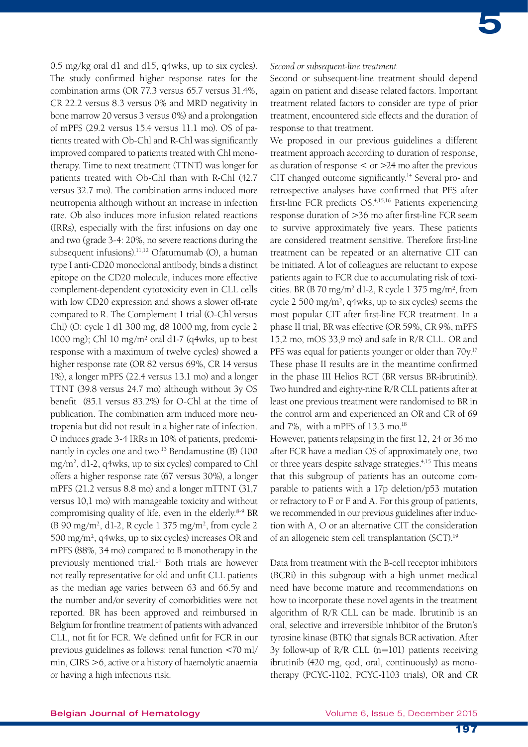0.5 mg/kg oral d1 and d15, q4wks, up to six cycles). The study confirmed higher response rates for the combination arms (OR 77.3 versus 65.7 versus 31.4%, CR 22.2 versus 8.3 versus 0% and MRD negativity in bone marrow 20 versus 3 versus 0%) and a prolongation of mPFS (29.2 versus 15.4 versus 11.1 mo). OS of patients treated with Ob-Chl and R-Chl was significantly improved compared to patients treated with Chl monotherapy. Time to next treatment (TTNT) was longer for patients treated with Ob-Chl than with R-Chl (42.7 versus 32.7 mo). The combination arms induced more neutropenia although without an increase in infection rate. Ob also induces more infusion related reactions (IRRs), especially with the first infusions on day one and two (grade 3-4: 20%, no severe reactions during the subsequent infusions).[11,12] Ofatumumab (O), a human type I anti-CD20 monoclonal antibody, binds a distinct epitope on the CD20 molecule, induces more effective complement-dependent cytotoxicity even in CLL cells with low CD20 expression and shows a slower off-rate compared to R. The Complement 1 trial (O-Chl versus Chl) (O: cycle 1 d1 300 mg, d8 1000 mg, from cycle 2 1000 mg); Chl 10 mg/m$^2$ oral d1-7 (q4wks, up to best response with a maximum of twelve cycles) showed a higher response rate (OR 82 versus 69%, CR 14 versus 1%), a longer mPFS (22.4 versus 13.1 mo) and a longer TTNT (39.8 versus 24.7 mo) although without 3y OS benefit (85.1 versus 83.2%) for O-Chl at the time of publication. The combination arm induced more neutropenia but did not result in a higher rate of infection. O induces grade 3-4 IRRs in 10% of patients, predominantly in cycles one and two.[13] Bendamustine (B) (100 mg/m$^2$, d1-2, q4wks, up to six cycles) compared to Chl offers a higher response rate (67 versus 30%), a longer mPFS (21.2 versus 8.8 mo) and a longer mTTNT (31,7 versus 10,1 mo) with manageable toxicity and without compromising quality of life, even in the elderly.[8-9] BR (B 90 mg/m$^2$, d1-2, R cycle 1 375 mg/m$^2$, from cycle 2 500 mg/m$^2$, q4wks, up to six cycles) increases OR and mPFS (88%, 34 mo) compared to B monotherapy in the previously mentioned trial.[14] Both trials are however not really representative for old and unfit CLL patients as the median age varies between 63 and 66.5y and the number and/or severity of comorbidities were not reported. BR has been approved and reimbursed in Belgium for frontline treatment of patients with advanced CLL, not fit for FCR. We defined unfit for FCR in our previous guidelines as follows: renal function <70 ml/min, CIRS >6, active or a history of haemolytic anaemia or having a high infectious risk.

*Second or subsequent-line treatment*

Second or subsequent-line treatment should depend again on patient and disease related factors. Important treatment related factors to consider are type of prior treatment, encountered side effects and the duration of response to that treatment.

We proposed in our previous guidelines a different treatment approach according to duration of response, as duration of response < or >24 mo after the previous CIT changed outcome significantly.[14] Several pro- and retrospective analyses have confirmed that PFS after first-line FCR predicts OS.[4,15,16] Patients experiencing response duration of >36 mo after first-line FCR seem to survive approximately five years. These patients are considered treatment sensitive. Therefore first-line treatment can be repeated or an alternative CIT can be initiated. A lot of colleagues are reluctant to expose patients again to FCR due to accumulating risk of toxicities. BR (B 70 mg/m$^2$ d1-2, R cycle 1 375 mg/m$^2$, from cycle 2 500 mg/m$^2$, q4wks, up to six cycles) seems the most popular CIT after first-line FCR treatment. In a phase II trial, BR was effective (OR 59%, CR 9%, mPFS 15,2 mo, mOS 33,9 mo) and safe in R/R CLL. OR and PFS was equal for patients younger or older than 70y.[17] These phase II results are in the meantime confirmed in the phase III Helios RCT (BR versus BR-ibrutinib). Two hundred and eighty-nine R/R CLL patients after at least one previous treatment were randomised to BR in the control arm and experienced an OR and CR of 69 and 7%, with a mPFS of 13.3 mo.[18]

However, patients relapsing in the first 12, 24 or 36 mo after FCR have a median OS of approximately one, two or three years despite salvage strategies.[4,15] This means that this subgroup of patients has an outcome comparable to patients with a 17p deletion/p53 mutation or refractory to F or F and A. For this group of patients, we recommended in our previous guidelines after induction with A, O or an alternative CIT the consideration of an allogeneic stem cell transplantation (SCT).[19]

Data from treatment with the B-cell receptor inhibitors (BCRi) in this subgroup with a high unmet medical need have become mature and recommendations on how to incorporate these novel agents in the treatment algorithm of R/R CLL can be made. Ibrutinib is an oral, selective and irreversible inhibitor of the Bruton's tyrosine kinase (BTK) that signals BCR activation. After 3y follow-up of R/R CLL (n=101) patients receiving ibrutinib (420 mg, qod, oral, continuously) as monotherapy (PCYC-1102, PCYC-1103 trials), OR and CR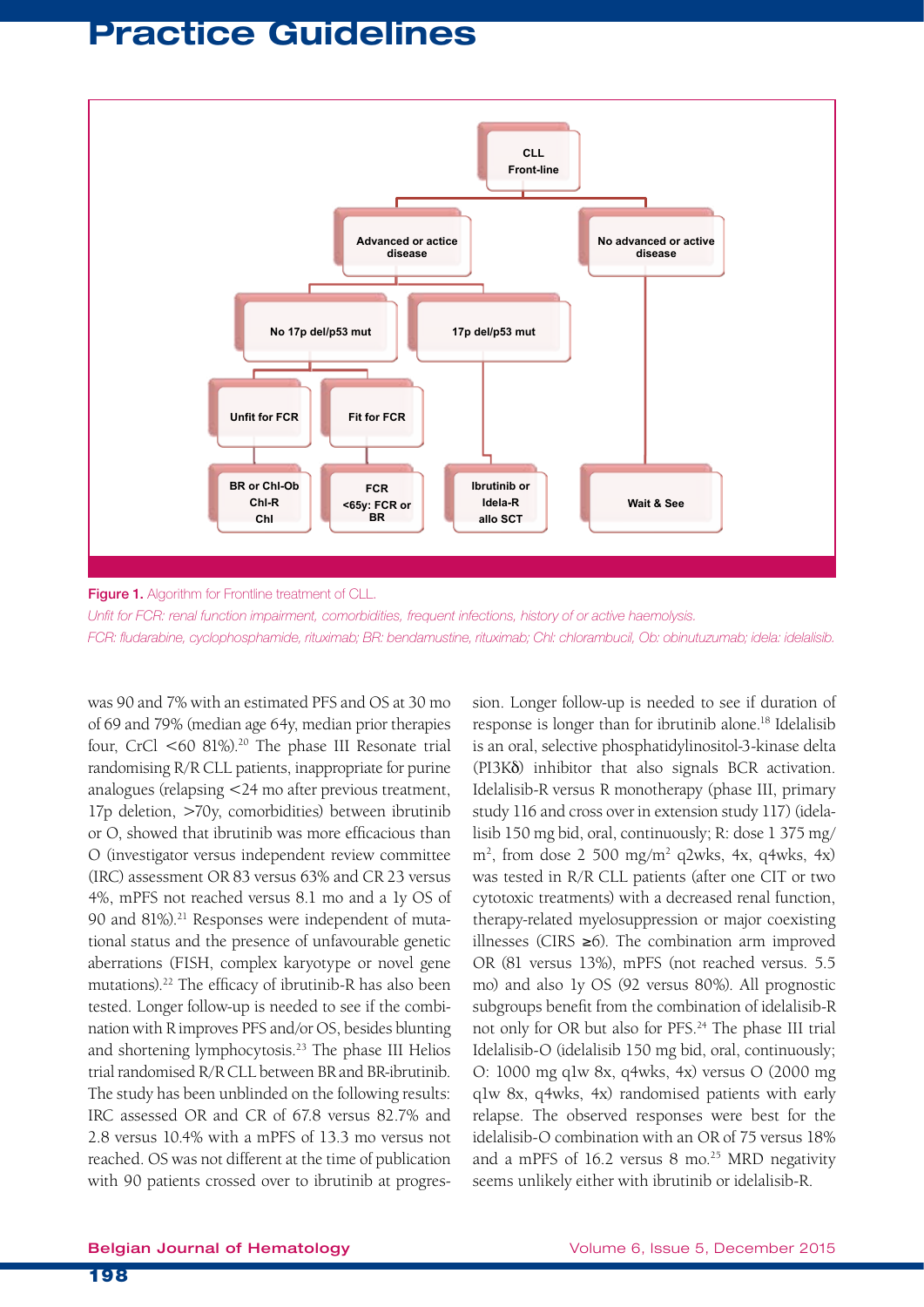**Figure 1.** Algorithm for Frontline treatment of CLL.

*Unfit for FCR: renal function impairment, comorbidities, frequent infections, history of or active haemolysis.*

*FCR: fludarabine, cyclophosphamide, rituximab; BR: bendamustine, rituximab; Chl: chlorambucil, Ob: obinutuzumab; idela: idelalisib.*

was 90 and 7% with an estimated PFS and OS at 30 mo of 69 and 79% (median age 64y, median prior therapies four, CrCl <60 81%).[20] The phase III Resonate trial randomising R/R CLL patients, inappropriate for purine analogues (relapsing <24 mo after previous treatment, 17p deletion, >70y, comorbidities) between ibrutinib or O, showed that ibrutinib was more efficacious than O (investigator versus independent review committee (IRC) assessment OR 83 versus 63% and CR 23 versus 4%, mPFS not reached versus 8.1 mo and a 1y OS of 90 and 81%).[21] Responses were independent of mutational status and the presence of unfavourable genetic aberrations (FISH, complex karyotype or novel gene mutations).[22] The efficacy of ibrutinib-R has also been tested. Longer follow-up is needed to see if the combination with R improves PFS and/or OS, besides blunting and shortening lymphocytosis.[23] The phase III Helios trial randomised R/R CLL between BR and BR-ibrutinib. The study has been unblinded on the following results: IRC assessed OR and CR of 67.8 versus 82.7% and 2.8 versus 10.4% with a mPFS of 13.3 mo versus not reached. OS was not different at the time of publication with 90 patients crossed over to ibrutinib at progression. Longer follow-up is needed to see if duration of response is longer than for ibrutinib alone.[18] Idelalisib is an oral, selective phosphatidylinositol-3-kinase delta (PI3Kδ) inhibitor that also signals BCR activation. Idelalisib-R versus R monotherapy (phase III, primary study 116 and cross over in extension study 117) (idelalisib 150 mg bid, oral, continuously; R: dose 1 375 mg/m$^2$, from dose 2 500 mg/m$^2$ q2wks, 4x, q4wks, 4x) was tested in R/R CLL patients (after one CIT or two cytotoxic treatments) with a decreased renal function, therapy-related myelosuppression or major coexisting illnesses (CIRS ≥6). The combination arm improved OR (81 versus 13%), mPFS (not reached versus. 5.5 mo) and also 1y OS (92 versus 80%). All prognostic subgroups benefit from the combination of idelalisib-R not only for OR but also for PFS.[24] The phase III trial Idelalisib-O (idelalisib 150 mg bid, oral, continuously; O: 1000 mg q1w 8x, q4wks, 4x) versus O (2000 mg q1w 8x, q4wks, 4x) randomised patients with early relapse. The observed responses were best for the idelalisib-O combination with an OR of 75 versus 18% and a mPFS of 16.2 versus 8 mo.[25] MRD negativity seems unlikely either with ibrutinib or idelalisib-R.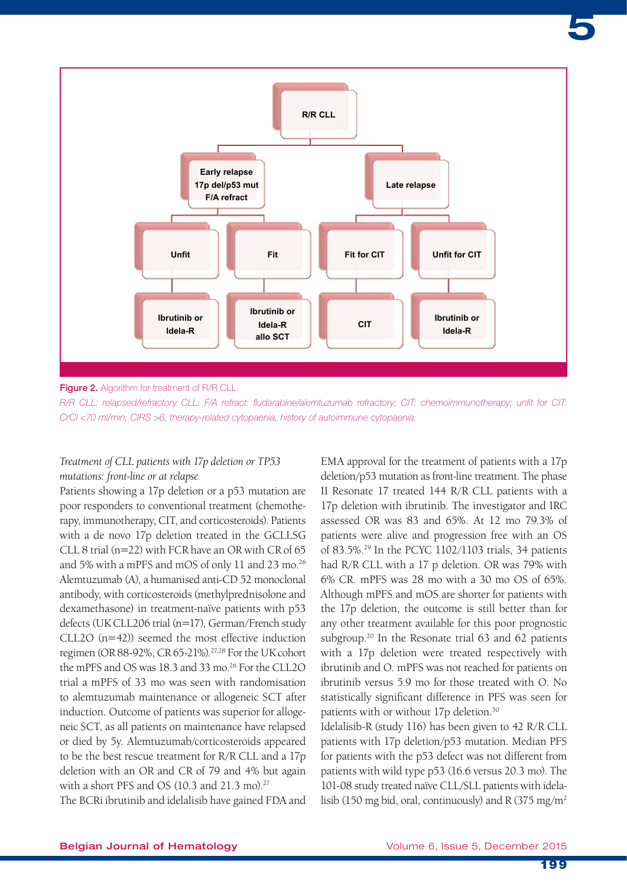R/R CLL

- Early relapse / 17p del/p53 mut / F/A refract
  - Unfit → Ibrutinib or Idela-R
  - Fit → Ibrutinib or Idela-R allo SCT
- Late relapse
  - Fit for CIT → CIT
  - Unfit for CIT → Ibrutinib or Idela-R

**Figure 2.** Algorithm for treatment of R/R CLL.

*R/R CLL: relapsed/refractory CLL; F/A refract: fludarabine/alemtuzumab refractory; CIT: chemoimmunotherapy; unfit for CIT: CrCl <70 ml/min, CIRS >6, therapy-related cytopaenia, history of autoimmune cytopaenia.*

*Treatment of CLL patients with 17p deletion or TP53 mutations: front-line or at relapse*

Patients showing a 17p deletion or a p53 mutation are poor responders to conventional treatment (chemotherapy, immunotherapy, CIT, and corticosteroids). Patients with a de novo 17p deletion treated in the GCLLSG CLL 8 trial (n=22) with FCR have an OR with CR of 65 and 5% with a mPFS and mOS of only 11 and 23 mo.[26] Alemtuzumab (A), a humanised anti-CD 52 monoclonal antibody, with corticosteroids (methylprednisolone and dexamethasone) in treatment-naïve patients with p53 defects (UK CLL206 trial (n=17), German/French study CLL2O (n=42)) seemed the most effective induction regimen (OR 88-92%, CR 65-21%).[27,28] For the UK cohort the mPFS and OS was 18.3 and 33 mo.[26] For the CLL2O trial a mPFS of 33 mo was seen with randomisation to alemtuzumab maintenance or allogeneic SCT after induction. Outcome of patients was superior for allogeneic SCT, as all patients on maintenance have relapsed or died by 5y. Alemtuzumab/corticosteroids appeared to be the best rescue treatment for R/R CLL and a 17p deletion with an OR and CR of 79 and 4% but again with a short PFS and OS (10.3 and 21.3 mo).[27]

The BCRi ibrutinib and idelalisib have gained FDA and EMA approval for the treatment of patients with a 17p deletion/p53 mutation as front-line treatment. The phase II Resonate 17 treated 144 R/R CLL patients with a 17p deletion with ibrutinib. The investigator and IRC assessed OR was 83 and 65%. At 12 mo 79.3% of patients were alive and progression free with an OS of 83.5%.[29] In the PCYC 1102/1103 trials, 34 patients had R/R CLL with a 17 p deletion. OR was 79% with 6% CR. mPFS was 28 mo with a 30 mo OS of 65%. Although mPFS and mOS are shorter for patients with the 17p deletion, the outcome is still better than for any other treatment available for this poor prognostic subgroup.[20] In the Resonate trial 63 and 62 patients with a 17p deletion were treated respectively with ibrutinib and O. mPFS was not reached for patients on ibrutinib versus 5.9 mo for those treated with O. No statistically significant difference in PFS was seen for patients with or without 17p deletion.[30]

Idelalisib-R (study 116) has been given to 42 R/R CLL patients with 17p deletion/p53 mutation. Median PFS for patients with the p53 defect was not different from patients with wild type p53 (16.6 versus 20.3 mo). The 101-08 study treated naïve CLL/SLL patients with idelalisib (150 mg bid, oral, continuously) and R (375 mg/m$^2$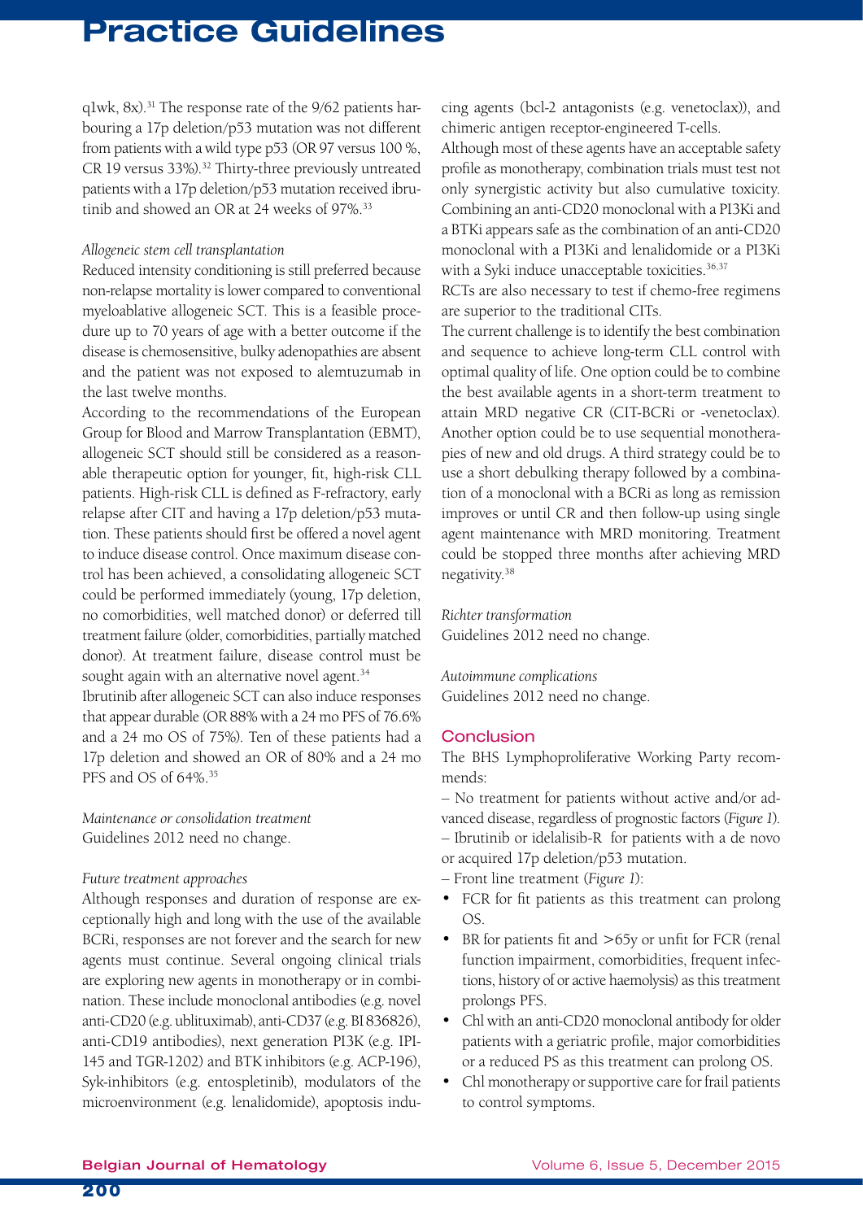q1wk, 8x).[31] The response rate of the 9/62 patients harbouring a 17p deletion/p53 mutation was not different from patients with a wild type p53 (OR 97 versus 100 %, CR 19 versus 33%).[32] Thirty-three previously untreated patients with a 17p deletion/p53 mutation received ibrutinib and showed an OR at 24 weeks of 97%.[33]

*Allogeneic stem cell transplantation*

Reduced intensity conditioning is still preferred because non-relapse mortality is lower compared to conventional myeloablative allogeneic SCT. This is a feasible procedure up to 70 years of age with a better outcome if the disease is chemosensitive, bulky adenopathies are absent and the patient was not exposed to alemtuzumab in the last twelve months.

According to the recommendations of the European Group for Blood and Marrow Transplantation (EBMT), allogeneic SCT should still be considered as a reasonable therapeutic option for younger, fit, high-risk CLL patients. High-risk CLL is defined as F-refractory, early relapse after CIT and having a 17p deletion/p53 mutation. These patients should first be offered a novel agent to induce disease control. Once maximum disease control has been achieved, a consolidating allogeneic SCT could be performed immediately (young, 17p deletion, no comorbidities, well matched donor) or deferred till treatment failure (older, comorbidities, partially matched donor). At treatment failure, disease control must be sought again with an alternative novel agent.[34]

Ibrutinib after allogeneic SCT can also induce responses that appear durable (OR 88% with a 24 mo PFS of 76.6% and a 24 mo OS of 75%). Ten of these patients had a 17p deletion and showed an OR of 80% and a 24 mo PFS and OS of 64%.[35]

*Maintenance or consolidation treatment*

Guidelines 2012 need no change.

*Future treatment approaches*

Although responses and duration of response are exceptionally high and long with the use of the available BCRi, responses are not forever and the search for new agents must continue. Several ongoing clinical trials are exploring new agents in monotherapy or in combination. These include monoclonal antibodies (e.g. novel anti-CD20 (e.g. ublituximab), anti-CD37 (e.g. BI 836826), anti-CD19 antibodies), next generation PI3K (e.g. IPI-145 and TGR-1202) and BTK inhibitors (e.g. ACP-196), Syk-inhibitors (e.g. entospletinib), modulators of the microenvironment (e.g. lenalidomide), apoptosis inducing agents (bcl-2 antagonists (e.g. venetoclax)), and chimeric antigen receptor-engineered T-cells.

Although most of these agents have an acceptable safety profile as monotherapy, combination trials must test not only synergistic activity but also cumulative toxicity. Combining an anti-CD20 monoclonal with a PI3Ki and a BTKi appears safe as the combination of an anti-CD20 monoclonal with a PI3Ki and lenalidomide or a PI3Ki with a Syki induce unacceptable toxicities.[36,37]

RCTs are also necessary to test if chemo-free regimens are superior to the traditional CITs.

The current challenge is to identify the best combination and sequence to achieve long-term CLL control with optimal quality of life. One option could be to combine the best available agents in a short-term treatment to attain MRD negative CR (CIT-BCRi or -venetoclax). Another option could be to use sequential monotherapies of new and old drugs. A third strategy could be to use a short debulking therapy followed by a combination of a monoclonal with a BCRi as long as remission improves or until CR and then follow-up using single agent maintenance with MRD monitoring. Treatment could be stopped three months after achieving MRD negativity.[38]

*Richter transformation*

Guidelines 2012 need no change.

*Autoimmune complications*

Guidelines 2012 need no change.

## Conclusion

The BHS Lymphoproliferative Working Party recommends:

– No treatment for patients without active and/or advanced disease, regardless of prognostic factors (*Figure 1*).

– Ibrutinib or idelalisib-R for patients with a de novo or acquired 17p deletion/p53 mutation.

– Front line treatment (*Figure 1*):

- FCR for fit patients as this treatment can prolong OS.
- BR for patients fit and >65y or unfit for FCR (renal function impairment, comorbidities, frequent infections, history of or active haemolysis) as this treatment prolongs PFS.
- Chl with an anti-CD20 monoclonal antibody for older patients with a geriatric profile, major comorbidities or a reduced PS as this treatment can prolong OS.
- Chl monotherapy or supportive care for frail patients to control symptoms.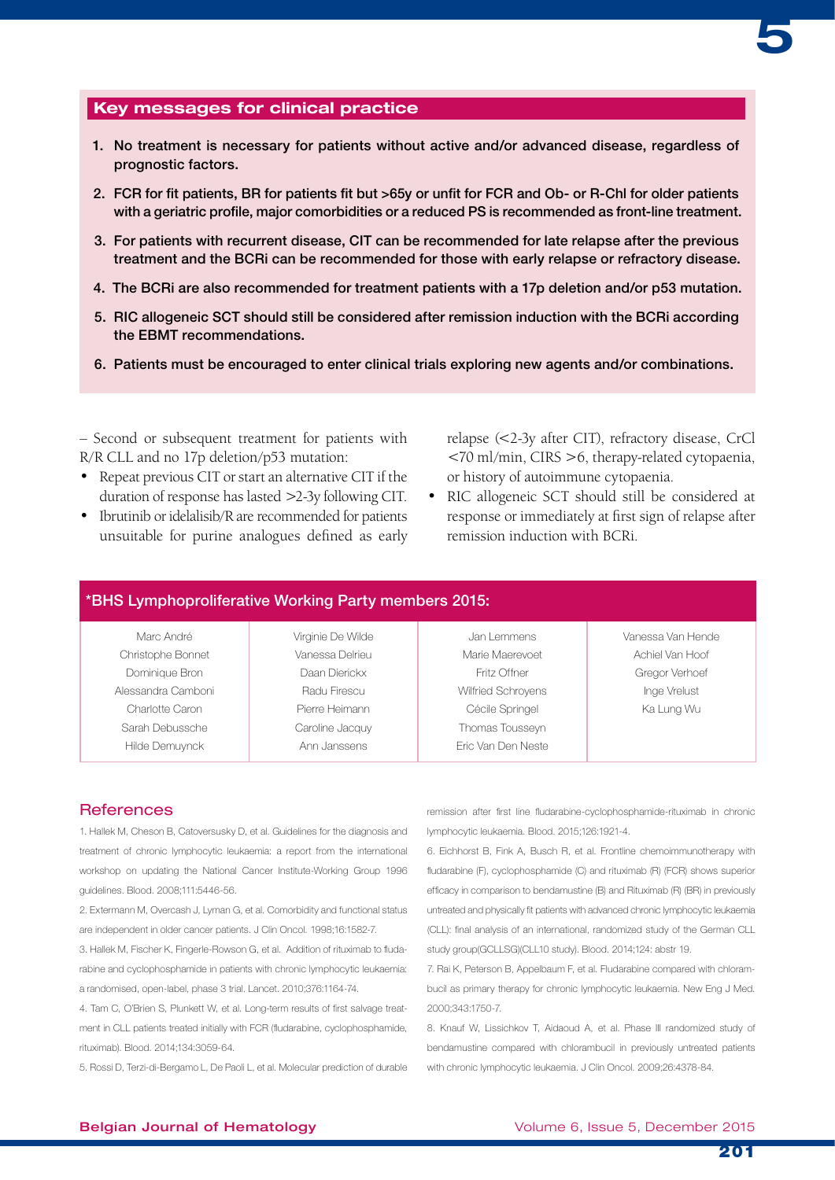## Key messages for clinical practice

1. No treatment is necessary for patients without active and/or advanced disease, regardless of prognostic factors.
2. FCR for fit patients, BR for patients fit but >65y or unfit for FCR and Ob- or R-Chl for older patients with a geriatric profile, major comorbidities or a reduced PS is recommended as front-line treatment.
3. For patients with recurrent disease, CIT can be recommended for late relapse after the previous treatment and the BCRi can be recommended for those with early relapse or refractory disease.
4. The BCRi are also recommended for treatment patients with a 17p deletion and/or p53 mutation.
5. RIC allogeneic SCT should still be considered after remission induction with the BCRi according the EBMT recommendations.
6. Patients must be encouraged to enter clinical trials exploring new agents and/or combinations.

– Second or subsequent treatment for patients with R/R CLL and no 17p deletion/p53 mutation:

- Repeat previous CIT or start an alternative CIT if the duration of response has lasted >2-3y following CIT.
- Ibrutinib or idelalisib/R are recommended for patients unsuitable for purine analogues defined as early relapse (<2-3y after CIT), refractory disease, CrCl <70 ml/min, CIRS >6, therapy-related cytopaenia, or history of autoimmune cytopaenia.
- RIC allogeneic SCT should still be considered at response or immediately at first sign of relapse after remission induction with BCRi.

## *BHS Lymphoproliferative Working Party members 2015:

| | | | |
|---|---|---|---|
| Marc André | Virginie De Wilde | Jan Lemmens | Vanessa Van Hende |
| Christophe Bonnet | Vanessa Delrieu | Marie Maerevoet | Achiel Van Hoof |
| Dominique Bron | Daan Dierickx | Fritz Offner | Gregor Verhoef |
| Alessandra Camboni | Radu Firescu | Wilfried Schroyens | Inge Vrelust |
| Charlotte Caron | Pierre Heimann | Cécile Springel | Ka Lung Wu |
| Sarah Debussche | Caroline Jacquy | Thomas Tousseyn | |
| Hilde Demuynck | Ann Janssens | Eric Van Den Neste | |

## References

1. Hallek M, Cheson B, Catoversusky D, et al. Guidelines for the diagnosis and treatment of chronic lymphocytic leukaemia: a report from the international workshop on updating the National Cancer Institute-Working Group 1996 guidelines. Blood. 2008;111:5446-56.
2. Extermann M, Overcash J, Lyman G, et al. Comorbidity and functional status are independent in older cancer patients. J Clin Oncol. 1998;16:1582-7.
3. Hallek M, Fischer K, Fingerle-Rowson G, et al. Addition of rituximab to fludarabine and cyclophosphamide in patients with chronic lymphocytic leukaemia: a randomised, open-label, phase 3 trial. Lancet. 2010;376:1164-74.
4. Tam C, O'Brien S, Plunkett W, et al. Long-term results of first salvage treatment in CLL patients treated initially with FCR (fludarabine, cyclophosphamide, rituximab). Blood. 2014;134:3059-64.
5. Rossi D, Terzi-di-Bergamo L, De Paoli L, et al. Molecular prediction of durable remission after first line fludarabine-cyclophosphamide-rituximab in chronic lymphocytic leukaemia. Blood. 2015;126:1921-4.
6. Eichhorst B, Fink A, Busch R, et al. Frontline chemoimmunotherapy with fludarabine (F), cyclophosphamide (C) and rituximab (R) (FCR) shows superior efficacy in comparison to bendamustine (B) and Rituximab (R) (BR) in previously untreated and physically fit patients with advanced chronic lymphocytic leukaemia (CLL): final analysis of an international, randomized study of the German CLL study group(GCLLSG)(CLL10 study). Blood. 2014;124: abstr 19.
7. Rai K, Peterson B, Appelbaum F, et al. Fludarabine compared with chlorambucil as primary therapy for chronic lymphocytic leukaemia. New Eng J Med. 2000;343:1750-7.
8. Knauf W, Lissichkov T, Aidaoud A, et al. Phase III randomized study of bendamustine compared with chlorambucil in previously untreated patients with chronic lymphocytic leukaemia. J Clin Oncol. 2009;26:4378-84.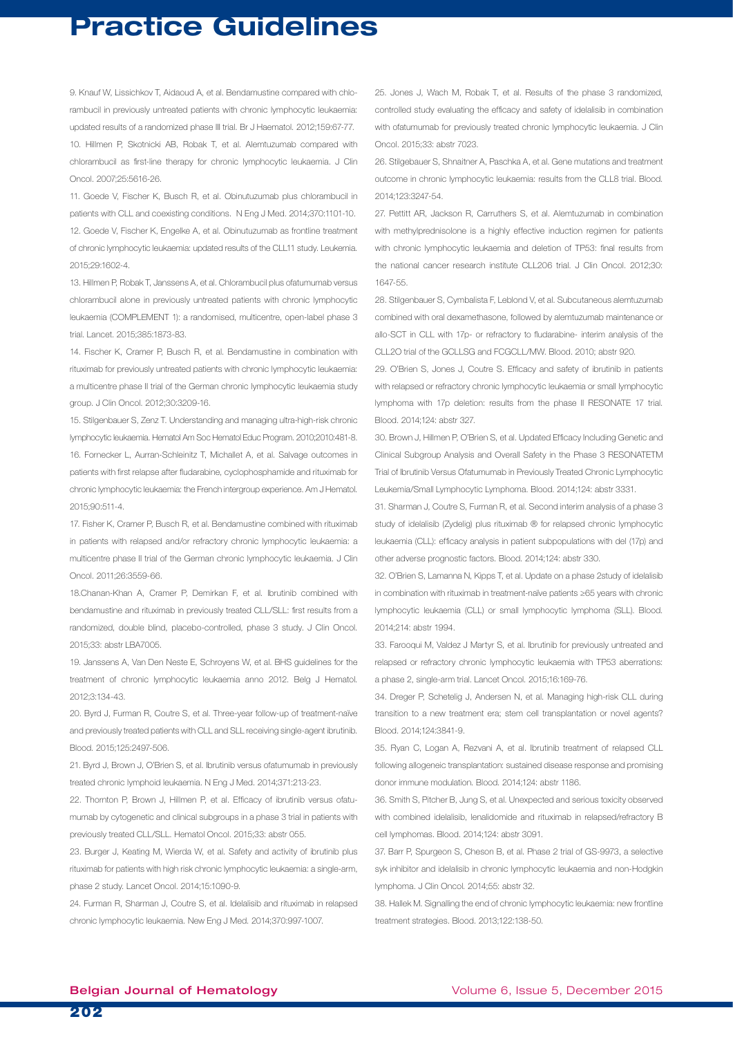9. Knauf W, Lissichkov T, Aidaoud A, et al. Bendamustine compared with chlorambucil in previously untreated patients with chronic lymphocytic leukaemia: updated results of a randomized phase III trial. Br J Haematol. 2012;159:67-77.

10. Hillmen P, Skotnicki AB, Robak T, et al. Alemtuzumab compared with chlorambucil as first-line therapy for chronic lymphocytic leukaemia. J Clin Oncol. 2007;25:5616-26.

11. Goede V, Fischer K, Busch R, et al. Obinutuzumab plus chlorambucil in patients with CLL and coexisting conditions. N Eng J Med. 2014;370:1101-10.

12. Goede V, Fischer K, Engelke A, et al. Obinutuzumab as frontline treatment of chronic lymphocytic leukaemia: updated results of the CLL11 study. Leukemia. 2015;29:1602-4.

13. Hillmen P, Robak T, Janssens A, et al. Chlorambucil plus ofatumumab versus chlorambucil alone in previously untreated patients with chronic lymphocytic leukaemia (COMPLEMENT 1): a randomised, multicentre, open-label phase 3 trial. Lancet. 2015;385:1873-83.

14. Fischer K, Cramer P, Busch R, et al. Bendamustine in combination with rituximab for previously untreated patients with chronic lymphocytic leukaemia: a multicentre phase II trial of the German chronic lymphocytic leukaemia study group. J Clin Oncol. 2012;30:3209-16.

15. Stilgenbauer S, Zenz T. Understanding and managing ultra-high-risk chronic lymphocytic leukaemia. Hematol Am Soc Hematol Educ Program. 2010;2010:481-8.

16. Fornecker L, Aurran-Schleinitz T, Michallet A, et al. Salvage outcomes in patients with first relapse after fludarabine, cyclophosphamide and rituximab for chronic lymphocytic leukaemia: the French intergroup experience. Am J Hematol. 2015;90:511-4.

17. Fisher K, Cramer P, Busch R, et al. Bendamustine combined with rituximab in patients with relapsed and/or refractory chronic lymphocytic leukaemia: a multicentre phase II trial of the German chronic lymphocytic leukaemia study group. J Clin Oncol. 2011;26:3559-66.

18.Chanan-Khan A, Cramer P, Demirkan F, et al. Ibrutinib combined with bendamustine and rituximab in previously treated CLL/SLL: first results from a randomized, double blind, placebo-controlled, phase 3 study. J Clin Oncol. 2015;33: abstr LBA7005.

19. Janssens A, Van Den Neste E, Schroyens W, et al. BHS guidelines for the treatment of chronic lymphocytic leukaemia anno 2012. Belg J Hematol. 2012;3:134-43.

20. Byrd J, Furman R, Coutre S, et al. Three-year follow-up of treatment-naïve and previously treated patients with CLL and SLL receiving single-agent ibrutinib. Blood. 2015;125:2497-506.

21. Byrd J, Brown J, O'Brien S, et al. Ibrutinib versus ofatumumab in previously treated chronic lymphoid leukaemia. N Eng J Med. 2014;371:213-23.

22. Thornton P, Brown J, Hillmen P, et al. Efficacy of ibrutinib versus ofatumumab by cytogenetic and clinical subgroups in a phase 3 trial in patients with previously treated CLL/SLL. Hematol Oncol. 2015;33: abstr 055.

23. Burger J, Keating M, Wierda W, et al. Safety and activity of ibrutinib plus rituximab for patients with high risk chronic lymphocytic leukaemia: a single-arm, phase 2 study. Lancet Oncol. 2014;15:1090-9.

24. Furman R, Sharman J, Coutre S, et al. Idelalisib and rituximab in relapsed chronic lymphocytic leukaemia. New Eng J Med. 2014;370:997-1007.

25. Jones J, Wach M, Robak T, et al. Results of the phase 3 randomized, controlled study evaluating the efficacy and safety of idelalisib in combination with ofatumumab for previously treated chronic lymphocytic leukaemia. J Clin Oncol. 2015;33: abstr 7023.

26. Stilgebauer S, Shnaitner A, Paschka A, et al. Gene mutations and treatment outcome in chronic lymphocytic leukaemia: results from the CLL8 trial. Blood. 2014;123:3247-54.

27. Pettitt AR, Jackson R, Carruthers S, et al. Alemtuzumab in combination with methylprednisolone is a highly effective induction regimen for patients with chronic lymphocytic leukaemia and deletion of TP53: final results from the national cancer research institute CLL206 trial. J Clin Oncol. 2012;30: 1647-55.

28. Stilgenbauer S, Cymbalista F, Leblond V, et al. Subcutaneous alemtuzumab combined with oral dexamethasone, followed by alemtuzumab maintenance or allo-SCT in CLL with 17p- or refractory to fludarabine- interim analysis of the CLL2O trial of the GCLLSG and FCGCLL/MW. Blood. 2010; abstr 920.

29. O'Brien S, Jones J, Coutre S. Efficacy and safety of ibrutinib in patients with relapsed or refractory chronic lymphocytic leukaemia or small lymphocytic lymphoma with 17p deletion: results from the phase II RESONATE 17 trial. Blood. 2014;124: abstr 327.

30. Brown J, Hillmen P, O'Brien S, et al. Updated Efficacy Including Genetic and Clinical Subgroup Analysis and Overall Safety in the Phase 3 RESONATETM Trial of Ibrutinib Versus Ofatumumab in Previously Treated Chronic Lymphocytic Leukemia/Small Lymphocytic Lymphoma. Blood. 2014;124: abstr 3331.

31. Sharman J, Coutre S, Furman R, et al. Second interim analysis of a phase 3 study of idelalisib (Zydelig) plus rituximab ® for relapsed chronic lymphocytic leukaemia (CLL): efficacy analysis in patient subpopulations with del (17p) and other adverse prognostic factors. Blood. 2014;124: abstr 330.

32. O'Brien S, Lamanna N, Kipps T, et al. Update on a phase 2study of idelalisib in combination with rituximab in treatment-naïve patients ≥65 years with chronic lymphocytic leukaemia (CLL) or small lymphocytic lymphoma (SLL). Blood. 2014;214: abstr 1994.

33. Farooqui M, Valdez J Martyr S, et al. Ibrutinib for previously untreated and relapsed or refractory chronic lymphocytic leukaemia with TP53 aberrations: a phase 2, single-arm trial. Lancet Oncol. 2015;16:169-76.

34. Dreger P, Schetelig J, Andersen N, et al. Managing high-risk CLL during transition to a new treatment era; stem cell transplantation or novel agents? Blood. 2014;124:3841-9.

35. Ryan C, Logan A, Rezvani A, et al. Ibrutinib treatment of relapsed CLL following allogeneic transplantation: sustained disease response and promising donor immune modulation. Blood. 2014;124: abstr 1186.

36. Smith S, Pitcher B, Jung S, et al. Unexpected and serious toxicity observed with combined idelalisib, lenalidomide and rituximab in relapsed/refractory B cell lymphomas. Blood. 2014;124: abstr 3091.

37. Barr P, Spurgeon S, Cheson B, et al. Phase 2 trial of GS-9973, a selective syk inhibitor and idelalisib in chronic lymphocytic leukaemia and non-Hodgkin lymphoma. J Clin Oncol. 2014;55: abstr 32.

38. Hallek M. Signalling the end of chronic lymphocytic leukaemia: new frontline treatment strategies. Blood. 2013;122:138-50.